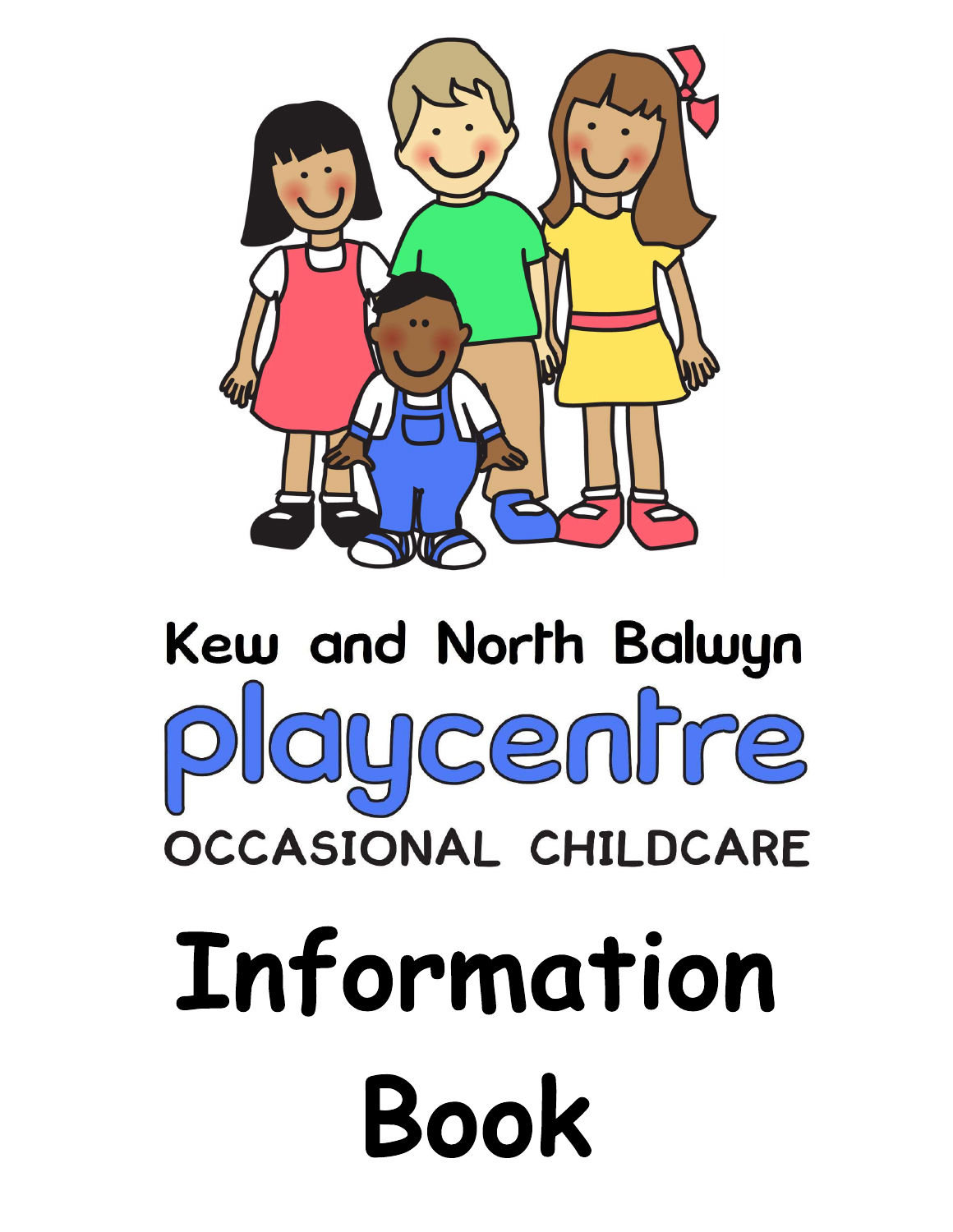Kew and North Balwyn

playcentre

OCCASIONAL CHILDCARE

# Information Book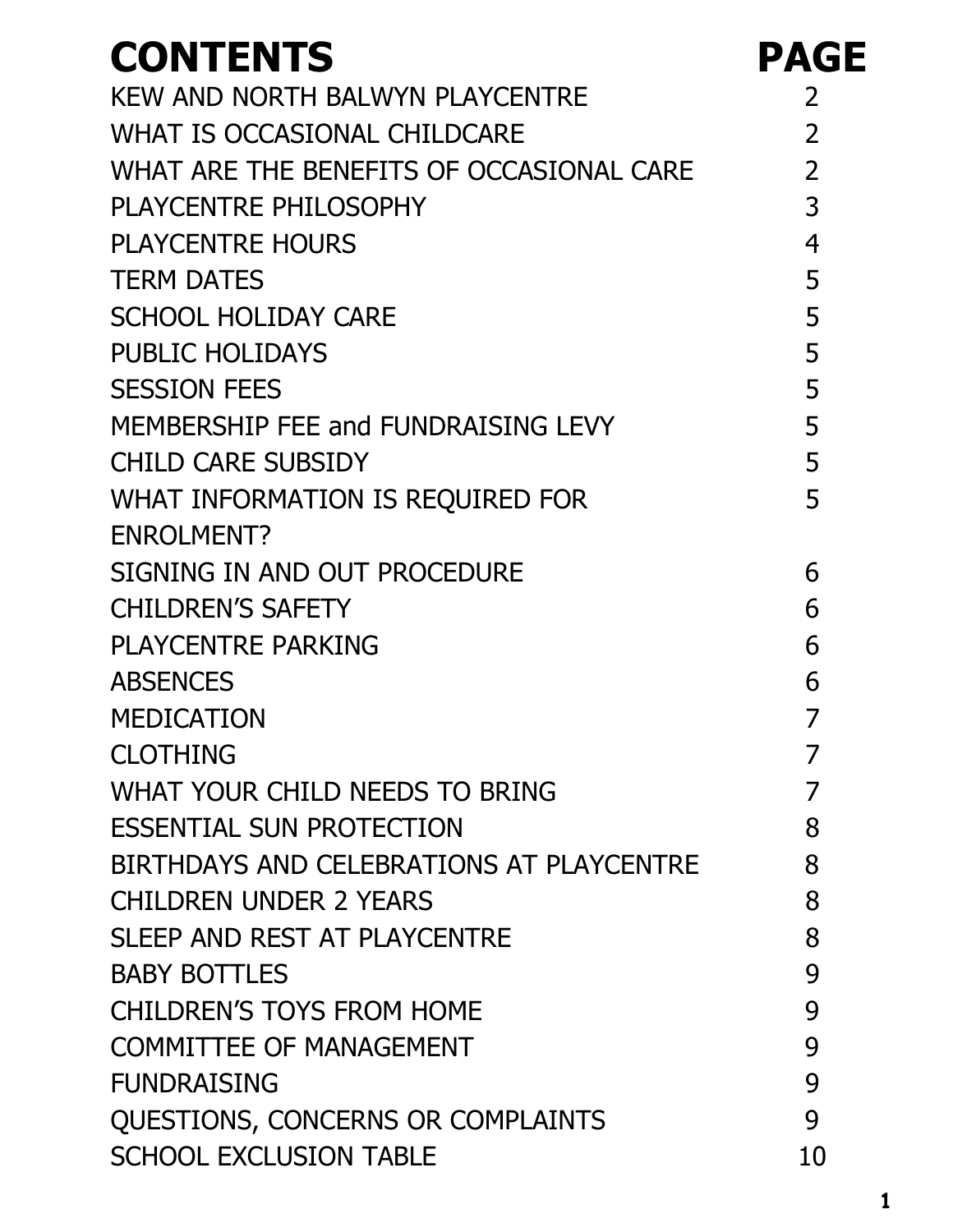| CONTENTS | PAGE |
|---|---|
| KEW AND NORTH BALWYN PLAYCENTRE | 2 |
| WHAT IS OCCASIONAL CHILDCARE | 2 |
| WHAT ARE THE BENEFITS OF OCCASIONAL CARE | 2 |
| PLAYCENTRE PHILOSOPHY | 3 |
| PLAYCENTRE HOURS | 4 |
| TERM DATES | 5 |
| SCHOOL HOLIDAY CARE | 5 |
| PUBLIC HOLIDAYS | 5 |
| SESSION FEES | 5 |
| MEMBERSHIP FEE and FUNDRAISING LEVY | 5 |
| CHILD CARE SUBSIDY | 5 |
| WHAT INFORMATION IS REQUIRED FOR ENROLMENT? | 5 |
| SIGNING IN AND OUT PROCEDURE | 6 |
| CHILDREN'S SAFETY | 6 |
| PLAYCENTRE PARKING | 6 |
| ABSENCES | 6 |
| MEDICATION | 7 |
| CLOTHING | 7 |
| WHAT YOUR CHILD NEEDS TO BRING | 7 |
| ESSENTIAL SUN PROTECTION | 8 |
| BIRTHDAYS AND CELEBRATIONS AT PLAYCENTRE | 8 |
| CHILDREN UNDER 2 YEARS | 8 |
| SLEEP AND REST AT PLAYCENTRE | 8 |
| BABY BOTTLES | 9 |
| CHILDREN'S TOYS FROM HOME | 9 |
| COMMITTEE OF MANAGEMENT | 9 |
| FUNDRAISING | 9 |
| QUESTIONS, CONCERNS OR COMPLAINTS | 9 |
| SCHOOL EXCLUSION TABLE | 10 |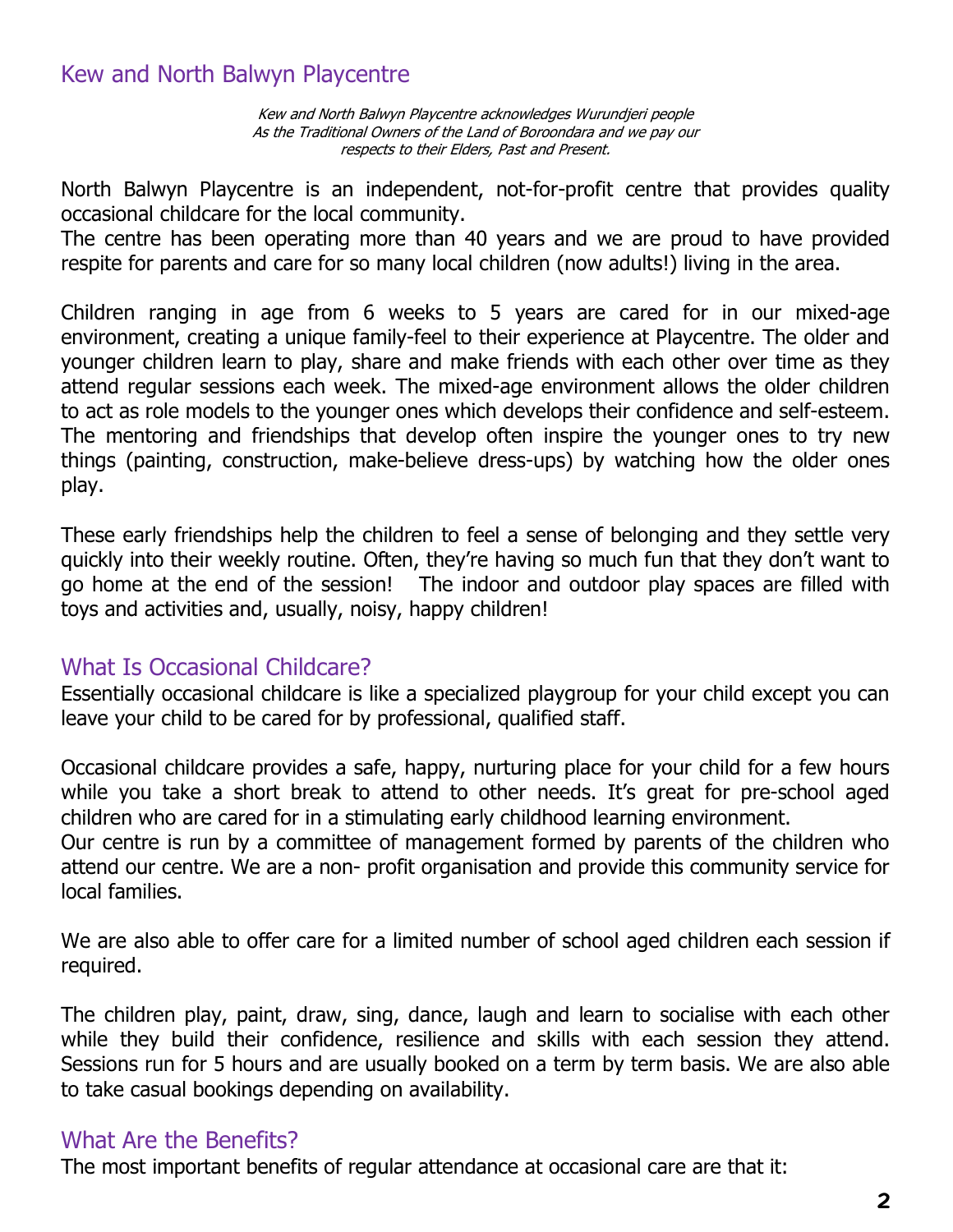## Kew and North Balwyn Playcentre

*Kew and North Balwyn Playcentre acknowledges Wurundjeri people As the Traditional Owners of the Land of Boroondara and we pay our respects to their Elders, Past and Present.*

North Balwyn Playcentre is an independent, not-for-profit centre that provides quality occasional childcare for the local community.
The centre has been operating more than 40 years and we are proud to have provided respite for parents and care for so many local children (now adults!) living in the area.

Children ranging in age from 6 weeks to 5 years are cared for in our mixed-age environment, creating a unique family-feel to their experience at Playcentre. The older and younger children learn to play, share and make friends with each other over time as they attend regular sessions each week. The mixed-age environment allows the older children to act as role models to the younger ones which develops their confidence and self-esteem. The mentoring and friendships that develop often inspire the younger ones to try new things (painting, construction, make-believe dress-ups) by watching how the older ones play.

These early friendships help the children to feel a sense of belonging and they settle very quickly into their weekly routine. Often, they're having so much fun that they don't want to go home at the end of the session! The indoor and outdoor play spaces are filled with toys and activities and, usually, noisy, happy children!

## What Is Occasional Childcare?

Essentially occasional childcare is like a specialized playgroup for your child except you can leave your child to be cared for by professional, qualified staff.

Occasional childcare provides a safe, happy, nurturing place for your child for a few hours while you take a short break to attend to other needs. It's great for pre-school aged children who are cared for in a stimulating early childhood learning environment.
Our centre is run by a committee of management formed by parents of the children who attend our centre. We are a non- profit organisation and provide this community service for local families.

We are also able to offer care for a limited number of school aged children each session if required.

The children play, paint, draw, sing, dance, laugh and learn to socialise with each other while they build their confidence, resilience and skills with each session they attend. Sessions run for 5 hours and are usually booked on a term by term basis. We are also able to take casual bookings depending on availability.

## What Are the Benefits?

The most important benefits of regular attendance at occasional care are that it: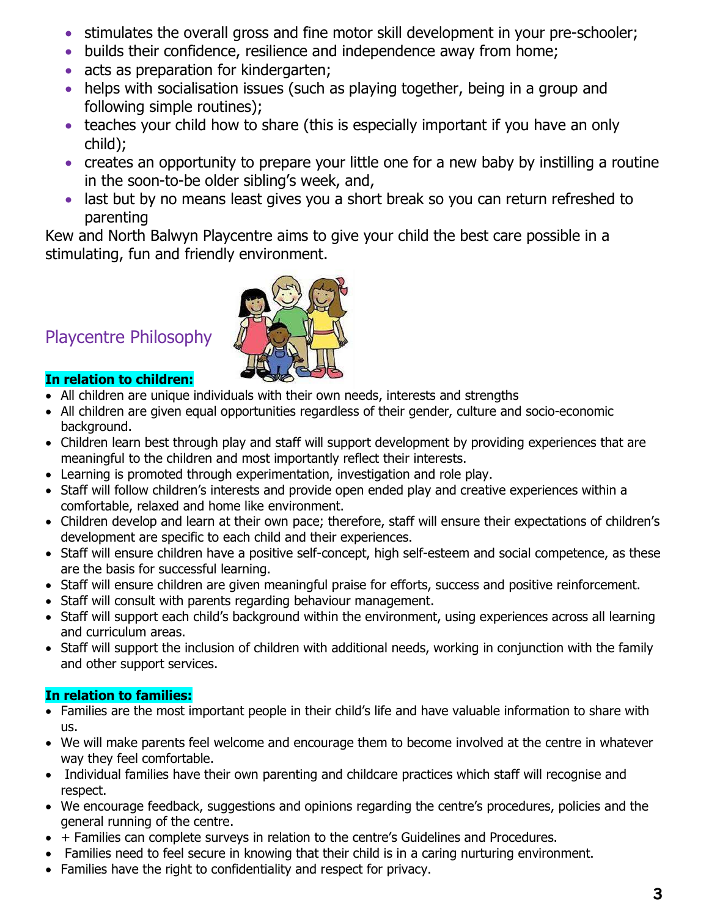- stimulates the overall gross and fine motor skill development in your pre-schooler;
- builds their confidence, resilience and independence away from home;
- acts as preparation for kindergarten;
- helps with socialisation issues (such as playing together, being in a group and following simple routines);
- teaches your child how to share (this is especially important if you have an only child);
- creates an opportunity to prepare your little one for a new baby by instilling a routine in the soon-to-be older sibling's week, and,
- last but by no means least gives you a short break so you can return refreshed to parenting

Kew and North Balwyn Playcentre aims to give your child the best care possible in a stimulating, fun and friendly environment.

## Playcentre Philosophy

**In relation to children:**

- All children are unique individuals with their own needs, interests and strengths
- All children are given equal opportunities regardless of their gender, culture and socio-economic background.
- Children learn best through play and staff will support development by providing experiences that are meaningful to the children and most importantly reflect their interests.
- Learning is promoted through experimentation, investigation and role play.
- Staff will follow children's interests and provide open ended play and creative experiences within a comfortable, relaxed and home like environment.
- Children develop and learn at their own pace; therefore, staff will ensure their expectations of children's development are specific to each child and their experiences.
- Staff will ensure children have a positive self-concept, high self-esteem and social competence, as these are the basis for successful learning.
- Staff will ensure children are given meaningful praise for efforts, success and positive reinforcement.
- Staff will consult with parents regarding behaviour management.
- Staff will support each child's background within the environment, using experiences across all learning and curriculum areas.
- Staff will support the inclusion of children with additional needs, working in conjunction with the family and other support services.

**In relation to families:**

- Families are the most important people in their child's life and have valuable information to share with us.
- We will make parents feel welcome and encourage them to become involved at the centre in whatever way they feel comfortable.
- Individual families have their own parenting and childcare practices which staff will recognise and respect.
- We encourage feedback, suggestions and opinions regarding the centre's procedures, policies and the general running of the centre.
- + Families can complete surveys in relation to the centre's Guidelines and Procedures.
- Families need to feel secure in knowing that their child is in a caring nurturing environment.
- Families have the right to confidentiality and respect for privacy.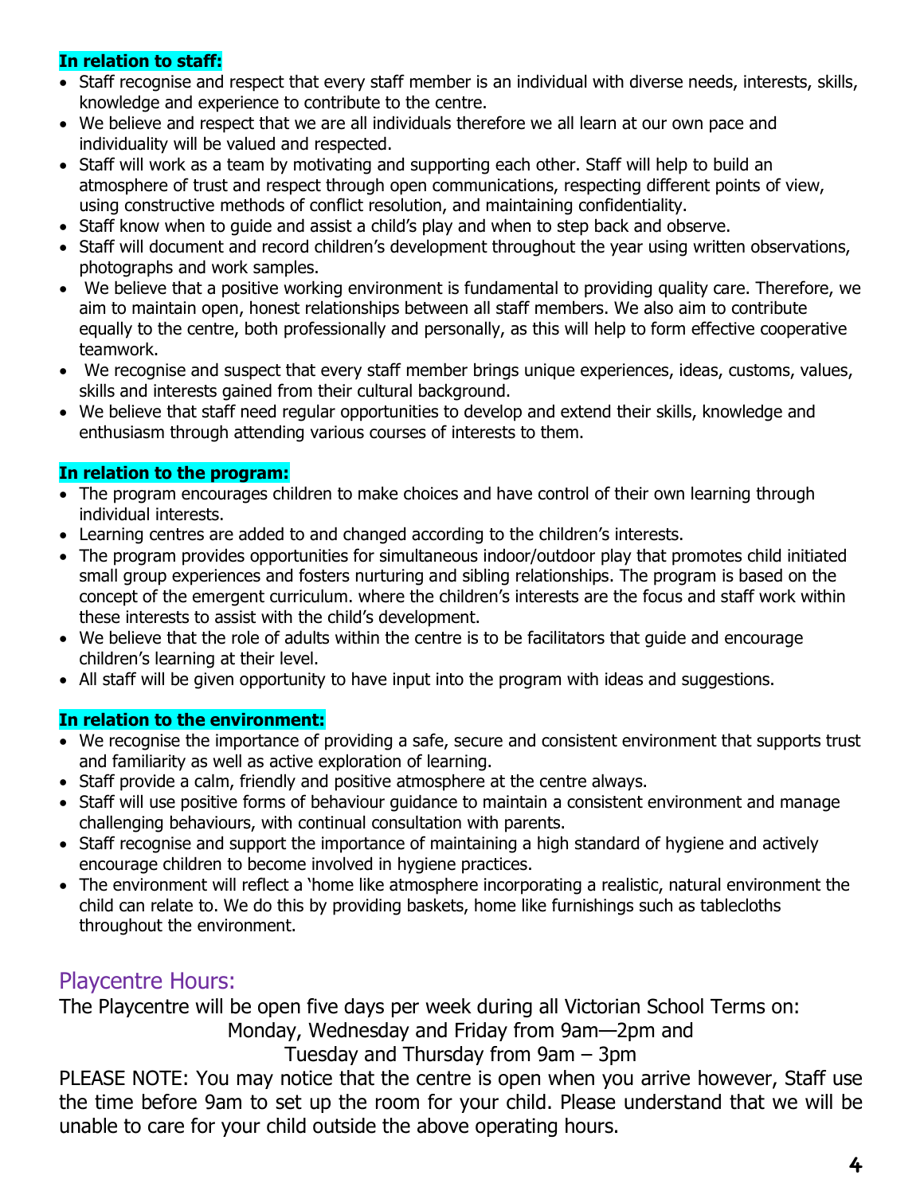**In relation to staff:**

- Staff recognise and respect that every staff member is an individual with diverse needs, interests, skills, knowledge and experience to contribute to the centre.
- We believe and respect that we are all individuals therefore we all learn at our own pace and individuality will be valued and respected.
- Staff will work as a team by motivating and supporting each other. Staff will help to build an atmosphere of trust and respect through open communications, respecting different points of view, using constructive methods of conflict resolution, and maintaining confidentiality.
- Staff know when to guide and assist a child's play and when to step back and observe.
- Staff will document and record children's development throughout the year using written observations, photographs and work samples.
- We believe that a positive working environment is fundamental to providing quality care. Therefore, we aim to maintain open, honest relationships between all staff members. We also aim to contribute equally to the centre, both professionally and personally, as this will help to form effective cooperative teamwork.
- We recognise and suspect that every staff member brings unique experiences, ideas, customs, values, skills and interests gained from their cultural background.
- We believe that staff need regular opportunities to develop and extend their skills, knowledge and enthusiasm through attending various courses of interests to them.

**In relation to the program:**

- The program encourages children to make choices and have control of their own learning through individual interests.
- Learning centres are added to and changed according to the children's interests.
- The program provides opportunities for simultaneous indoor/outdoor play that promotes child initiated small group experiences and fosters nurturing and sibling relationships. The program is based on the concept of the emergent curriculum. where the children's interests are the focus and staff work within these interests to assist with the child's development.
- We believe that the role of adults within the centre is to be facilitators that guide and encourage children's learning at their level.
- All staff will be given opportunity to have input into the program with ideas and suggestions.

**In relation to the environment:**

- We recognise the importance of providing a safe, secure and consistent environment that supports trust and familiarity as well as active exploration of learning.
- Staff provide a calm, friendly and positive atmosphere at the centre always.
- Staff will use positive forms of behaviour guidance to maintain a consistent environment and manage challenging behaviours, with continual consultation with parents.
- Staff recognise and support the importance of maintaining a high standard of hygiene and actively encourage children to become involved in hygiene practices.
- The environment will reflect a 'home like atmosphere incorporating a realistic, natural environment the child can relate to. We do this by providing baskets, home like furnishings such as tablecloths throughout the environment.

## Playcentre Hours:

The Playcentre will be open five days per week during all Victorian School Terms on:

Monday, Wednesday and Friday from 9am—2pm and

Tuesday and Thursday from 9am – 3pm

PLEASE NOTE: You may notice that the centre is open when you arrive however, Staff use the time before 9am to set up the room for your child. Please understand that we will be unable to care for your child outside the above operating hours.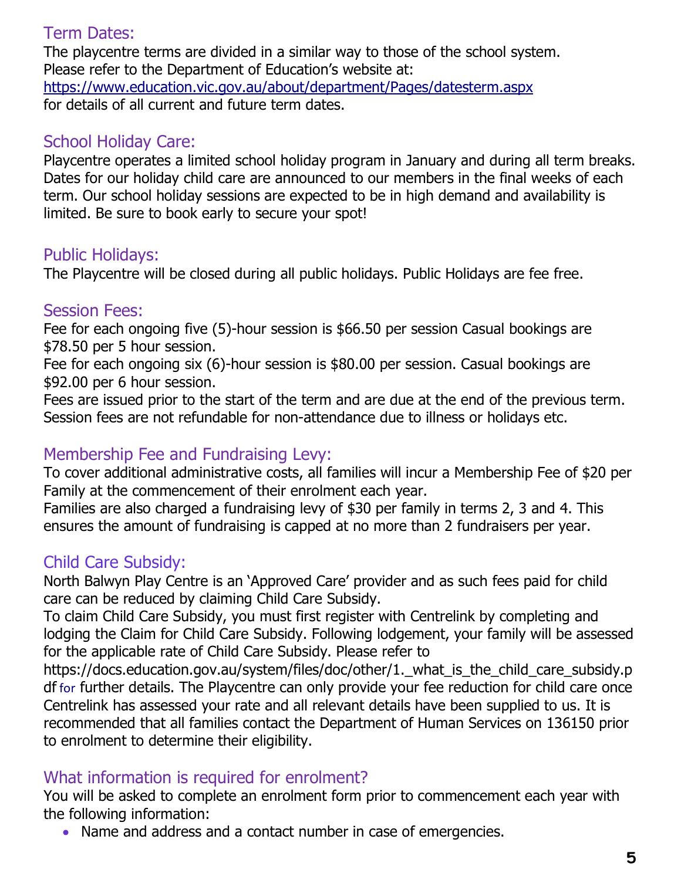## Term Dates:

The playcentre terms are divided in a similar way to those of the school system. Please refer to the Department of Education's website at: https://www.education.vic.gov.au/about/department/Pages/datesterm.aspx for details of all current and future term dates.

## School Holiday Care:

Playcentre operates a limited school holiday program in January and during all term breaks. Dates for our holiday child care are announced to our members in the final weeks of each term. Our school holiday sessions are expected to be in high demand and availability is limited. Be sure to book early to secure your spot!

## Public Holidays:

The Playcentre will be closed during all public holidays. Public Holidays are fee free.

## Session Fees:

Fee for each ongoing five (5)-hour session is $66.50 per session Casual bookings are $78.50 per 5 hour session.

Fee for each ongoing six (6)-hour session is $80.00 per session. Casual bookings are $92.00 per 6 hour session.

Fees are issued prior to the start of the term and are due at the end of the previous term. Session fees are not refundable for non-attendance due to illness or holidays etc.

## Membership Fee and Fundraising Levy:

To cover additional administrative costs, all families will incur a Membership Fee of $20 per Family at the commencement of their enrolment each year.

Families are also charged a fundraising levy of $30 per family in terms 2, 3 and 4. This ensures the amount of fundraising is capped at no more than 2 fundraisers per year.

## Child Care Subsidy:

North Balwyn Play Centre is an 'Approved Care' provider and as such fees paid for child care can be reduced by claiming Child Care Subsidy.

To claim Child Care Subsidy, you must first register with Centrelink by completing and lodging the Claim for Child Care Subsidy. Following lodgement, your family will be assessed for the applicable rate of Child Care Subsidy. Please refer to https://docs.education.gov.au/system/files/doc/other/1._what_is_the_child_care_subsidy.pdf for further details. The Playcentre can only provide your fee reduction for child care once Centrelink has assessed your rate and all relevant details have been supplied to us. It is recommended that all families contact the Department of Human Services on 136150 prior to enrolment to determine their eligibility.

## What information is required for enrolment?

You will be asked to complete an enrolment form prior to commencement each year with the following information:

- Name and address and a contact number in case of emergencies.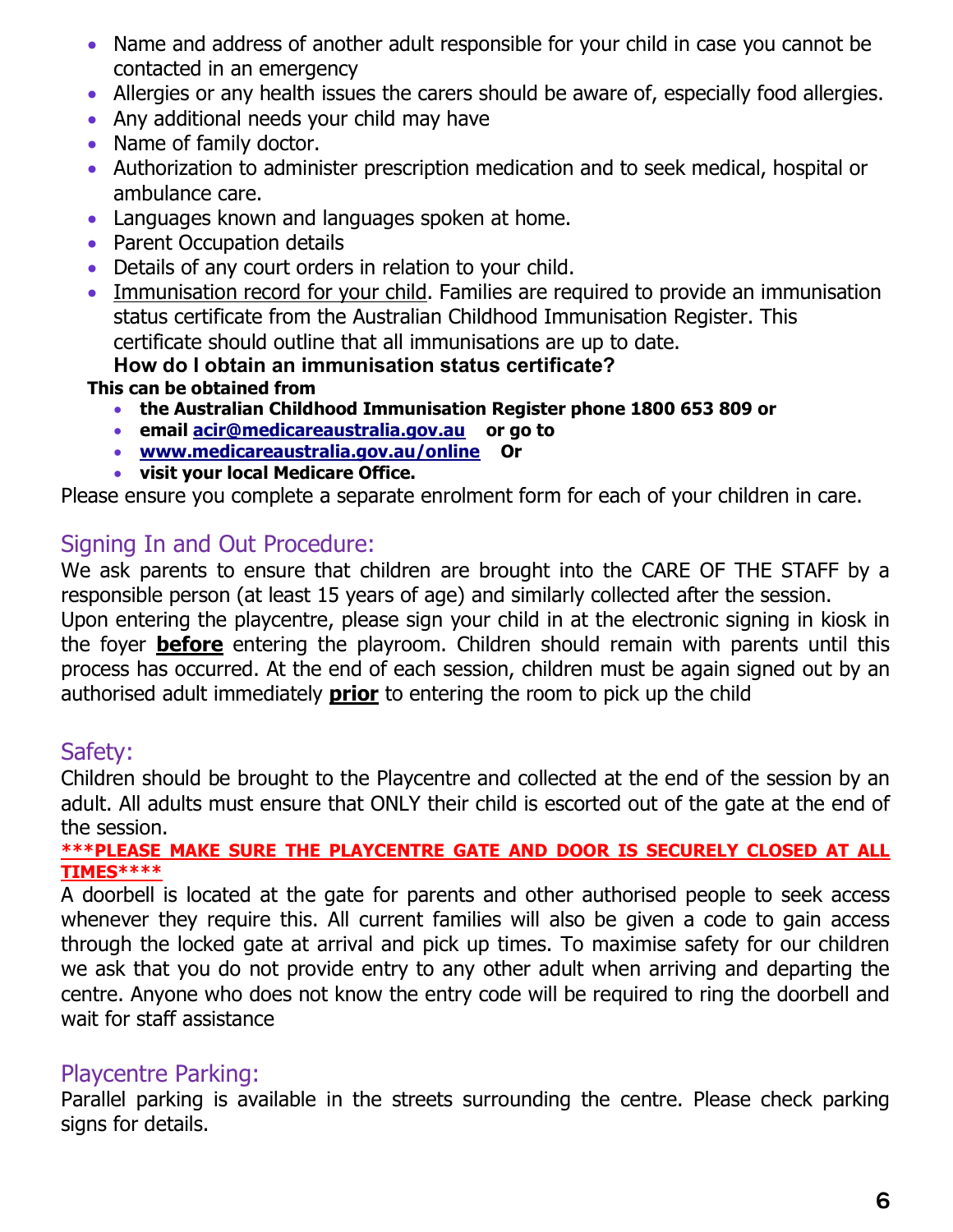- Name and address of another adult responsible for your child in case you cannot be contacted in an emergency
- Allergies or any health issues the carers should be aware of, especially food allergies.
- Any additional needs your child may have
- Name of family doctor.
- Authorization to administer prescription medication and to seek medical, hospital or ambulance care.
- Languages known and languages spoken at home.
- Parent Occupation details
- Details of any court orders in relation to your child.
- Immunisation record for your child. Families are required to provide an immunisation status certificate from the Australian Childhood Immunisation Register. This certificate should outline that all immunisations are up to date.

  **How do I obtain an immunisation status certificate?**

**This can be obtained from**

- **the Australian Childhood Immunisation Register phone 1800 653 809 or**
- **email [acir@medicareaustralia.gov.au](mailto:acir@medicareaustralia.gov.au) or go to**
- **[www.medicareaustralia.gov.au/online](http://www.medicareaustralia.gov.au/online) Or**
- **visit your local Medicare Office.**

Please ensure you complete a separate enrolment form for each of your children in care.

## Signing In and Out Procedure:

We ask parents to ensure that children are brought into the CARE OF THE STAFF by a responsible person (at least 15 years of age) and similarly collected after the session.
Upon entering the playcentre, please sign your child in at the electronic signing in kiosk in the foyer **before** entering the playroom. Children should remain with parents until this process has occurred. At the end of each session, children must be again signed out by an authorised adult immediately **prior** to entering the room to pick up the child

## Safety:

Children should be brought to the Playcentre and collected at the end of the session by an adult. All adults must ensure that ONLY their child is escorted out of the gate at the end of the session.

**\*\*\*PLEASE MAKE SURE THE PLAYCENTRE GATE AND DOOR IS SECURELY CLOSED AT ALL TIMES\*\*\*\***

A doorbell is located at the gate for parents and other authorised people to seek access whenever they require this. All current families will also be given a code to gain access through the locked gate at arrival and pick up times. To maximise safety for our children we ask that you do not provide entry to any other adult when arriving and departing the centre. Anyone who does not know the entry code will be required to ring the doorbell and wait for staff assistance

## Playcentre Parking:

Parallel parking is available in the streets surrounding the centre. Please check parking signs for details.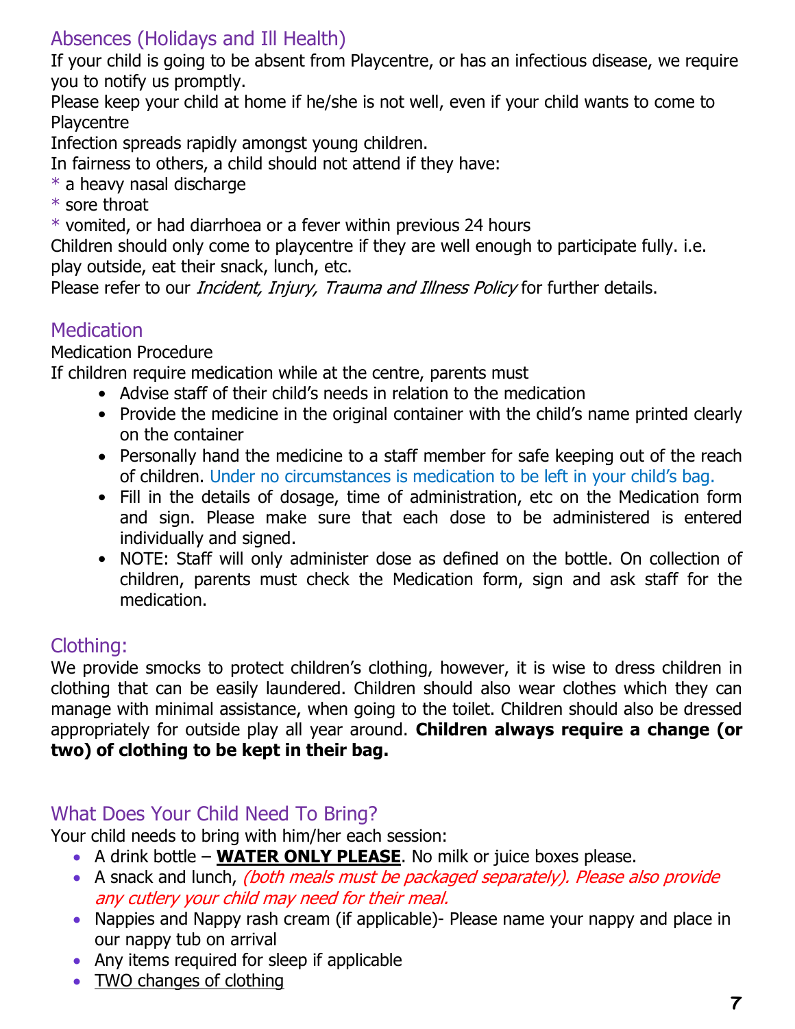## Absences (Holidays and Ill Health)

If your child is going to be absent from Playcentre, or has an infectious disease, we require you to notify us promptly.

Please keep your child at home if he/she is not well, even if your child wants to come to Playcentre

Infection spreads rapidly amongst young children.

In fairness to others, a child should not attend if they have:

* a heavy nasal discharge
* sore throat
* vomited, or had diarrhoea or a fever within previous 24 hours

Children should only come to playcentre if they are well enough to participate fully. i.e. play outside, eat their snack, lunch, etc.

Please refer to our *Incident, Injury, Trauma and Illness Policy* for further details.

## Medication

Medication Procedure

If children require medication while at the centre, parents must

- Advise staff of their child's needs in relation to the medication
- Provide the medicine in the original container with the child's name printed clearly on the container
- Personally hand the medicine to a staff member for safe keeping out of the reach of children. Under no circumstances is medication to be left in your child's bag.
- Fill in the details of dosage, time of administration, etc on the Medication form and sign. Please make sure that each dose to be administered is entered individually and signed.
- NOTE: Staff will only administer dose as defined on the bottle. On collection of children, parents must check the Medication form, sign and ask staff for the medication.

## Clothing:

We provide smocks to protect children's clothing, however, it is wise to dress children in clothing that can be easily laundered. Children should also wear clothes which they can manage with minimal assistance, when going to the toilet. Children should also be dressed appropriately for outside play all year around. **Children always require a change (or two) of clothing to be kept in their bag.**

## What Does Your Child Need To Bring?

Your child needs to bring with him/her each session:

- A drink bottle – **WATER ONLY PLEASE**. No milk or juice boxes please.
- A snack and lunch, *(both meals must be packaged separately). Please also provide any cutlery your child may need for their meal.*
- Nappies and Nappy rash cream (if applicable)- Please name your nappy and place in our nappy tub on arrival
- Any items required for sleep if applicable
- TWO changes of clothing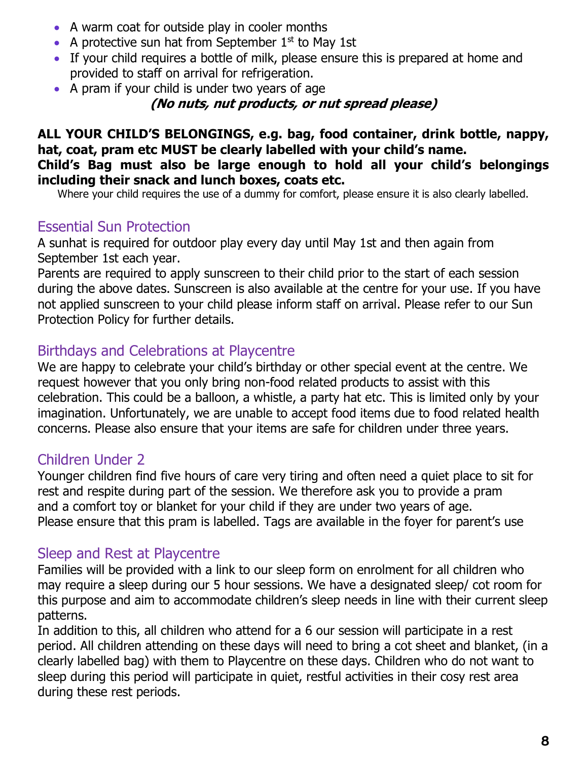- A warm coat for outside play in cooler months
- A protective sun hat from September 1st to May 1st
- If your child requires a bottle of milk, please ensure this is prepared at home and provided to staff on arrival for refrigeration.
- A pram if your child is under two years of age

***(No nuts, nut products, or nut spread please)***

**ALL YOUR CHILD'S BELONGINGS, e.g. bag, food container, drink bottle, nappy, hat, coat, pram etc MUST be clearly labelled with your child's name.**
**Child's Bag must also be large enough to hold all your child's belongings including their snack and lunch boxes, coats etc.**

Where your child requires the use of a dummy for comfort, please ensure it is also clearly labelled.

## Essential Sun Protection

A sunhat is required for outdoor play every day until May 1st and then again from September 1st each year.
Parents are required to apply sunscreen to their child prior to the start of each session during the above dates. Sunscreen is also available at the centre for your use. If you have not applied sunscreen to your child please inform staff on arrival. Please refer to our Sun Protection Policy for further details.

## Birthdays and Celebrations at Playcentre

We are happy to celebrate your child's birthday or other special event at the centre. We request however that you only bring non-food related products to assist with this celebration. This could be a balloon, a whistle, a party hat etc. This is limited only by your imagination. Unfortunately, we are unable to accept food items due to food related health concerns. Please also ensure that your items are safe for children under three years.

## Children Under 2

Younger children find five hours of care very tiring and often need a quiet place to sit for rest and respite during part of the session. We therefore ask you to provide a pram and a comfort toy or blanket for your child if they are under two years of age.
Please ensure that this pram is labelled. Tags are available in the foyer for parent's use

## Sleep and Rest at Playcentre

Families will be provided with a link to our sleep form on enrolment for all children who may require a sleep during our 5 hour sessions. We have a designated sleep/ cot room for this purpose and aim to accommodate children's sleep needs in line with their current sleep patterns.
In addition to this, all children who attend for a 6 our session will participate in a rest period. All children attending on these days will need to bring a cot sheet and blanket, (in a clearly labelled bag) with them to Playcentre on these days. Children who do not want to sleep during this period will participate in quiet, restful activities in their cosy rest area during these rest periods.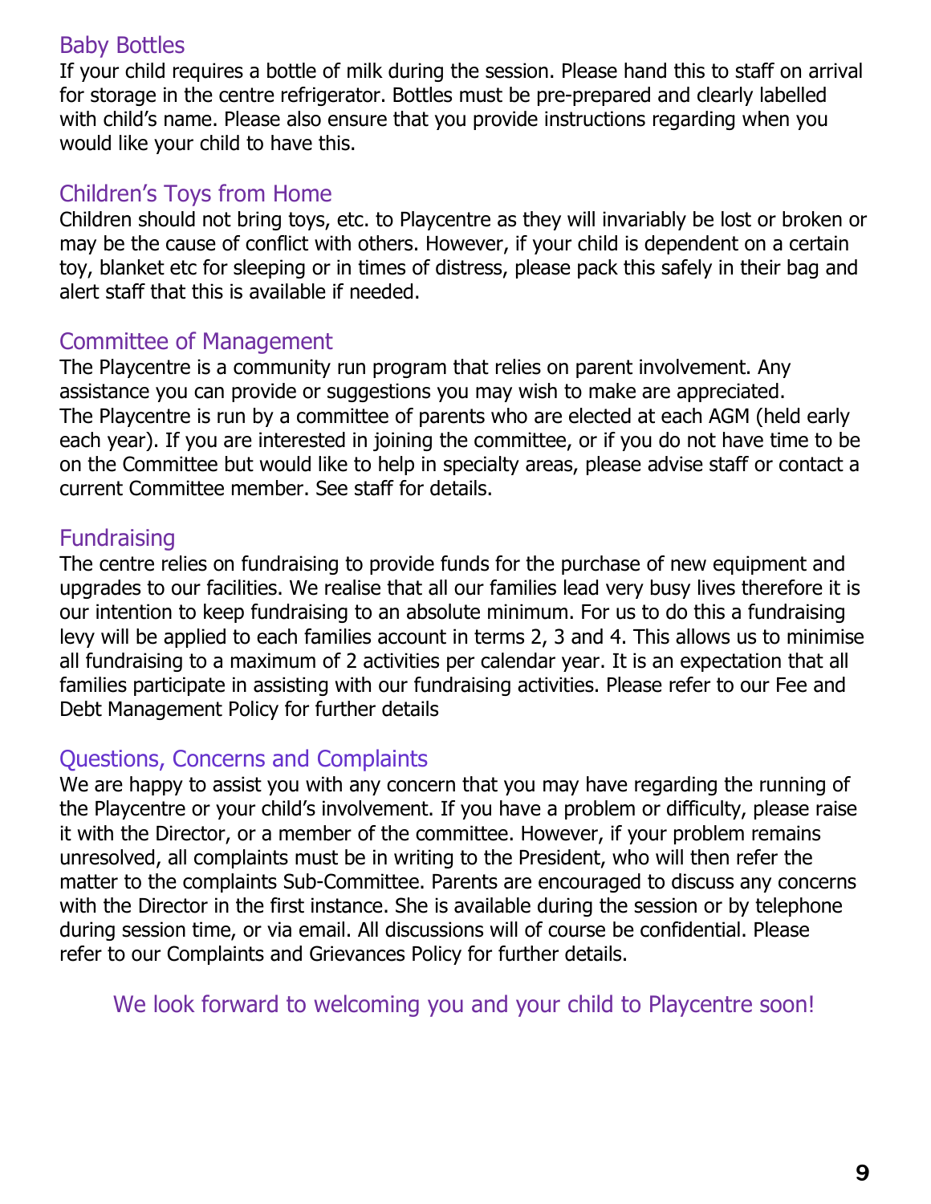## Baby Bottles

If your child requires a bottle of milk during the session. Please hand this to staff on arrival for storage in the centre refrigerator. Bottles must be pre-prepared and clearly labelled with child's name. Please also ensure that you provide instructions regarding when you would like your child to have this.

## Children's Toys from Home

Children should not bring toys, etc. to Playcentre as they will invariably be lost or broken or may be the cause of conflict with others. However, if your child is dependent on a certain toy, blanket etc for sleeping or in times of distress, please pack this safely in their bag and alert staff that this is available if needed.

## Committee of Management

The Playcentre is a community run program that relies on parent involvement. Any assistance you can provide or suggestions you may wish to make are appreciated.
The Playcentre is run by a committee of parents who are elected at each AGM (held early each year). If you are interested in joining the committee, or if you do not have time to be on the Committee but would like to help in specialty areas, please advise staff or contact a current Committee member. See staff for details.

## Fundraising

The centre relies on fundraising to provide funds for the purchase of new equipment and upgrades to our facilities. We realise that all our families lead very busy lives therefore it is our intention to keep fundraising to an absolute minimum. For us to do this a fundraising levy will be applied to each families account in terms 2, 3 and 4. This allows us to minimise all fundraising to a maximum of 2 activities per calendar year. It is an expectation that all families participate in assisting with our fundraising activities. Please refer to our Fee and Debt Management Policy for further details

## Questions, Concerns and Complaints

We are happy to assist you with any concern that you may have regarding the running of the Playcentre or your child's involvement. If you have a problem or difficulty, please raise it with the Director, or a member of the committee. However, if your problem remains unresolved, all complaints must be in writing to the President, who will then refer the matter to the complaints Sub-Committee. Parents are encouraged to discuss any concerns with the Director in the first instance. She is available during the session or by telephone during session time, or via email. All discussions will of course be confidential. Please refer to our Complaints and Grievances Policy for further details.

We look forward to welcoming you and your child to Playcentre soon!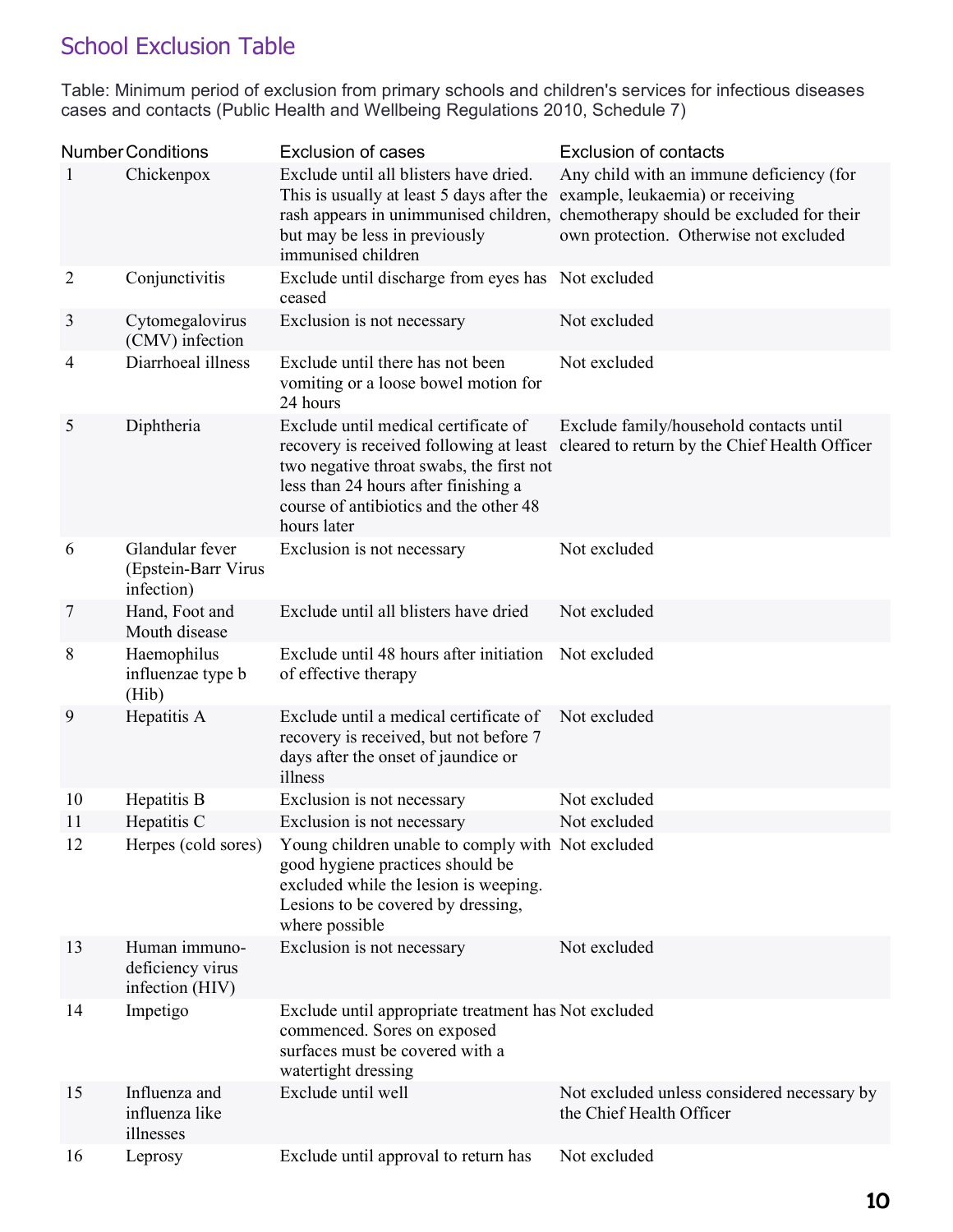## School Exclusion Table

Table: Minimum period of exclusion from primary schools and children's services for infectious diseases cases and contacts (Public Health and Wellbeing Regulations 2010, Schedule 7)

| Number | Conditions | Exclusion of cases | Exclusion of contacts |
|---|---|---|---|
| 1 | Chickenpox | Exclude until all blisters have dried. This is usually at least 5 days after the rash appears in unimmunised children, but may be less in previously immunised children | Any child with an immune deficiency (for example, leukaemia) or receiving chemotherapy should be excluded for their own protection. Otherwise not excluded |
| 2 | Conjunctivitis | Exclude until discharge from eyes has ceased | Not excluded |
| 3 | Cytomegalovirus (CMV) infection | Exclusion is not necessary | Not excluded |
| 4 | Diarrhoeal illness | Exclude until there has not been vomiting or a loose bowel motion for 24 hours | Not excluded |
| 5 | Diphtheria | Exclude until medical certificate of recovery is received following at least two negative throat swabs, the first not less than 24 hours after finishing a course of antibiotics and the other 48 hours later | Exclude family/household contacts until cleared to return by the Chief Health Officer |
| 6 | Glandular fever (Epstein-Barr Virus infection) | Exclusion is not necessary | Not excluded |
| 7 | Hand, Foot and Mouth disease | Exclude until all blisters have dried | Not excluded |
| 8 | Haemophilus influenzae type b (Hib) | Exclude until 48 hours after initiation of effective therapy | Not excluded |
| 9 | Hepatitis A | Exclude until a medical certificate of recovery is received, but not before 7 days after the onset of jaundice or illness | Not excluded |
| 10 | Hepatitis B | Exclusion is not necessary | Not excluded |
| 11 | Hepatitis C | Exclusion is not necessary | Not excluded |
| 12 | Herpes (cold sores) | Young children unable to comply with good hygiene practices should be excluded while the lesion is weeping. Lesions to be covered by dressing, where possible | Not excluded |
| 13 | Human immuno-deficiency virus infection (HIV) | Exclusion is not necessary | Not excluded |
| 14 | Impetigo | Exclude until appropriate treatment has commenced. Sores on exposed surfaces must be covered with a watertight dressing | Not excluded |
| 15 | Influenza and influenza like illnesses | Exclude until well | Not excluded unless considered necessary by the Chief Health Officer |
| 16 | Leprosy | Exclude until approval to return has | Not excluded |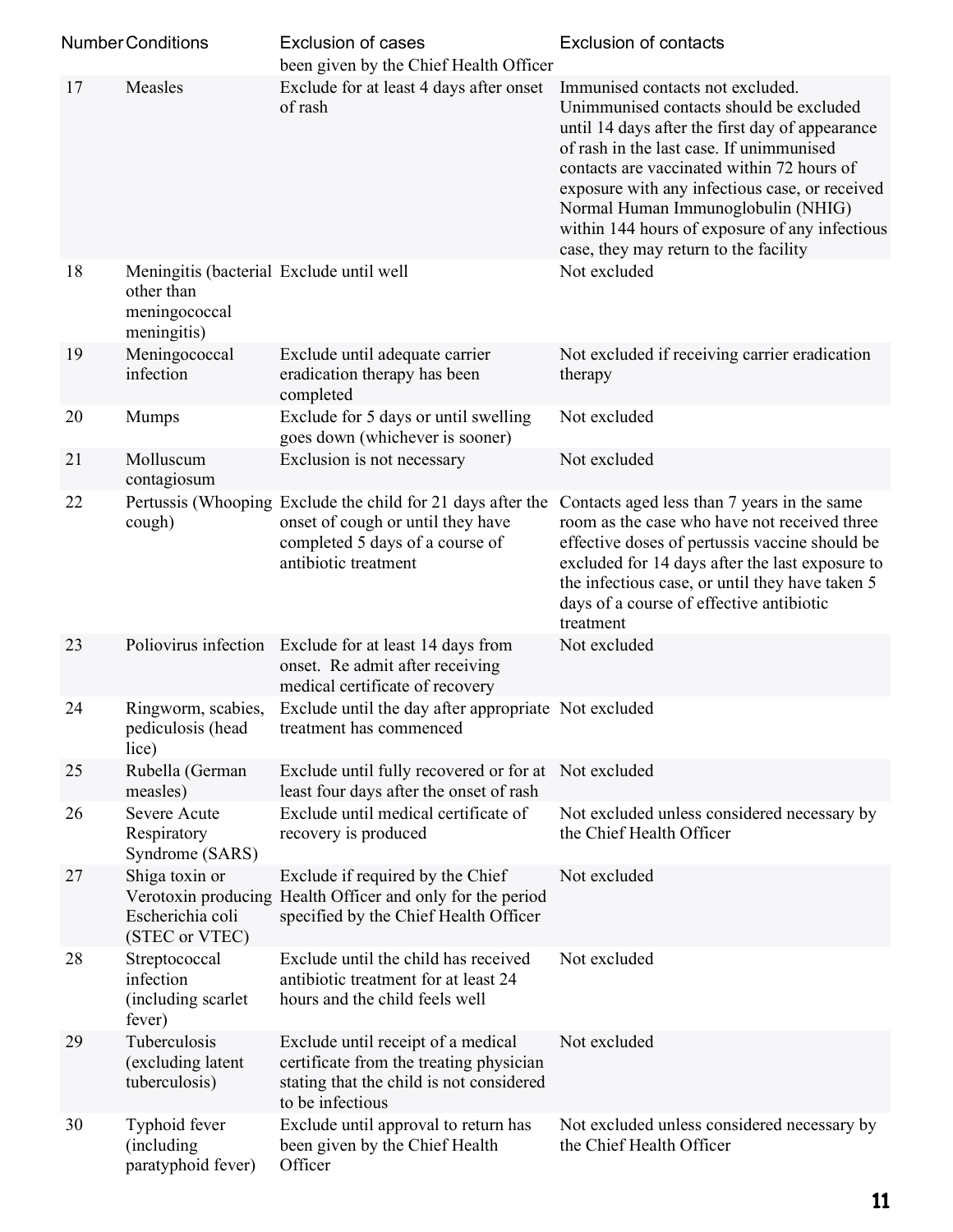| Number | Conditions | Exclusion of cases | Exclusion of contacts |
|---|---|---|---|
| | | been given by the Chief Health Officer | |
| 17 | Measles | Exclude for at least 4 days after onset of rash | Immunised contacts not excluded. Unimmunised contacts should be excluded until 14 days after the first day of appearance of rash in the last case. If unimmunised contacts are vaccinated within 72 hours of exposure with any infectious case, or received Normal Human Immunoglobulin (NHIG) within 144 hours of exposure of any infectious case, they may return to the facility |
| 18 | Meningitis (bacterial other than meningococcal meningitis) | Exclude until well | Not excluded |
| 19 | Meningococcal infection | Exclude until adequate carrier eradication therapy has been completed | Not excluded if receiving carrier eradication therapy |
| 20 | Mumps | Exclude for 5 days or until swelling goes down (whichever is sooner) | Not excluded |
| 21 | Molluscum contagiosum | Exclusion is not necessary | Not excluded |
| 22 | Pertussis (Whooping cough) | Exclude the child for 21 days after the onset of cough or until they have completed 5 days of a course of antibiotic treatment | Contacts aged less than 7 years in the same room as the case who have not received three effective doses of pertussis vaccine should be excluded for 14 days after the last exposure to the infectious case, or until they have taken 5 days of a course of effective antibiotic treatment |
| 23 | Poliovirus infection | Exclude for at least 14 days from onset. Re admit after receiving medical certificate of recovery | Not excluded |
| 24 | Ringworm, scabies, pediculosis (head lice) | Exclude until the day after appropriate treatment has commenced | Not excluded |
| 25 | Rubella (German measles) | Exclude until fully recovered or for at least four days after the onset of rash | Not excluded |
| 26 | Severe Acute Respiratory Syndrome (SARS) | Exclude until medical certificate of recovery is produced | Not excluded unless considered necessary by the Chief Health Officer |
| 27 | Shiga toxin or Verotoxin producing Escherichia coli (STEC or VTEC) | Exclude if required by the Chief Health Officer and only for the period specified by the Chief Health Officer | Not excluded |
| 28 | Streptococcal infection (including scarlet fever) | Exclude until the child has received antibiotic treatment for at least 24 hours and the child feels well | Not excluded |
| 29 | Tuberculosis (excluding latent tuberculosis) | Exclude until receipt of a medical certificate from the treating physician stating that the child is not considered to be infectious | Not excluded |
| 30 | Typhoid fever (including paratyphoid fever) | Exclude until approval to return has been given by the Chief Health Officer | Not excluded unless considered necessary by the Chief Health Officer |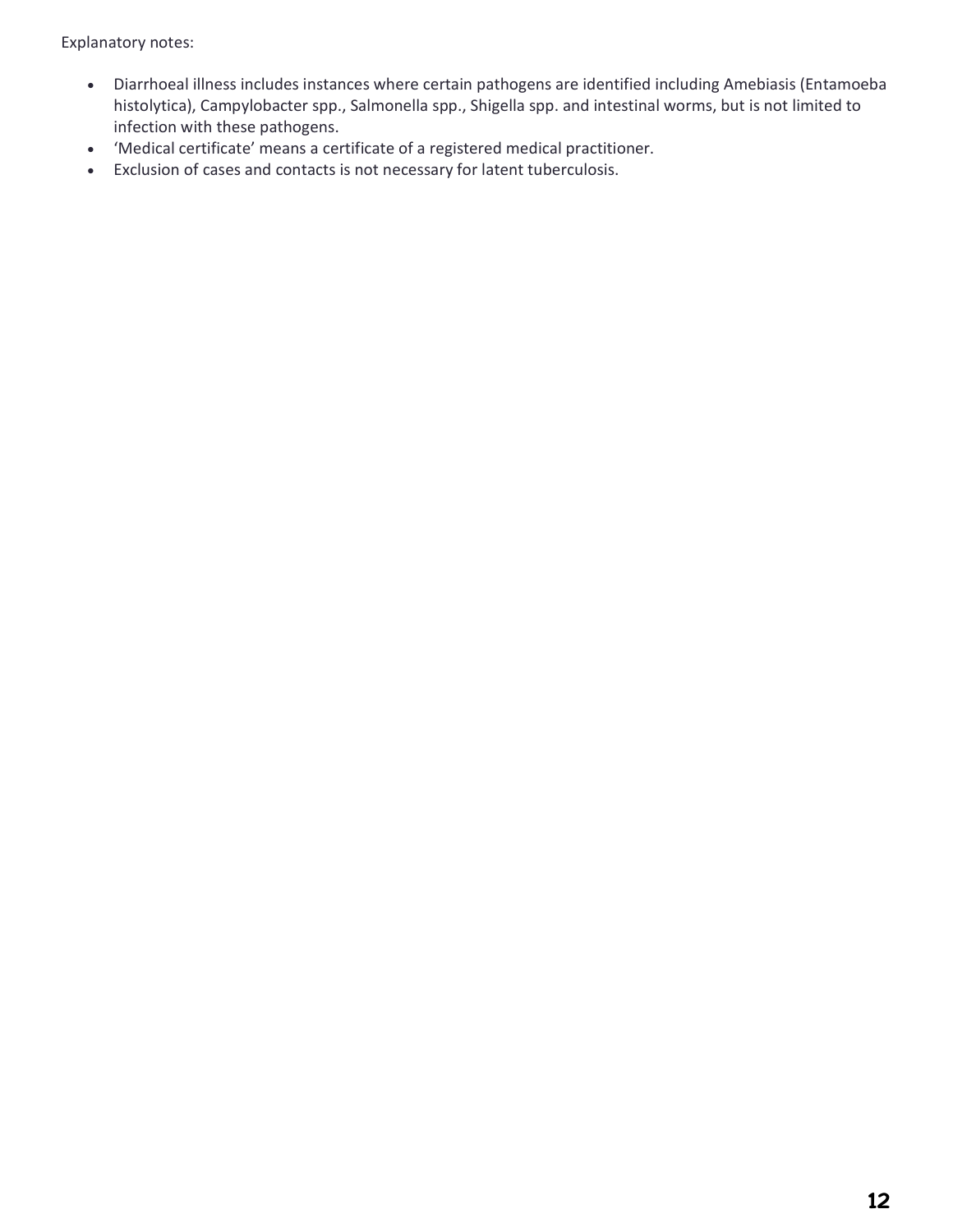Explanatory notes:

- Diarrhoeal illness includes instances where certain pathogens are identified including Amebiasis (Entamoeba histolytica), Campylobacter spp., Salmonella spp., Shigella spp. and intestinal worms, but is not limited to infection with these pathogens.
- 'Medical certificate' means a certificate of a registered medical practitioner.
- Exclusion of cases and contacts is not necessary for latent tuberculosis.